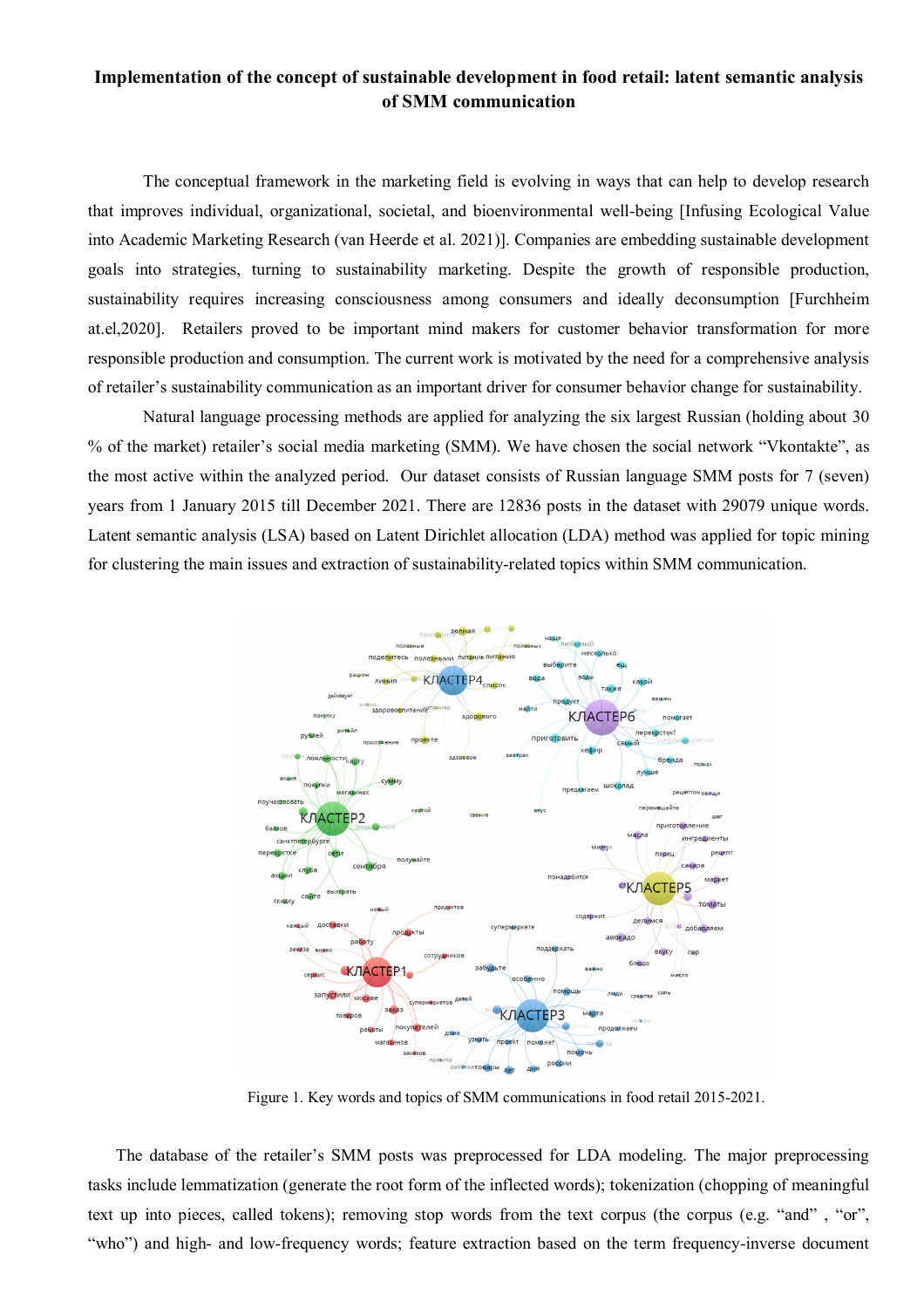# Implementation of the concept of sustainable development in food retail: latent semantic analysis of SMM communication

The conceptual framework in the marketing field is evolving in ways that can help to develop research that improves individual, organizational, societal, and bioenvironmental well-being [Infusing Ecological Value into Academic Marketing Research (van Heerde et al. 2021)]. Companies are embedding sustainable development goals into strategies, turning to sustainability marketing. Despite the growth of responsible production, sustainability requires increasing consciousness among consumers and ideally deconsumption [Furchheim at.el,2020]. Retailers proved to be important mind makers for customer behavior transformation for more responsible production and consumption. The current work is motivated by the need for a comprehensive analysis of retailer's sustainability communication as an important driver for consumer behavior change for sustainability.

Natural language processing methods are applied for analyzing the six largest Russian (holding about 30 % of the market) retailer's social media marketing (SMM). We have chosen the social network "Vkontakte", as the most active within the analyzed period. Our dataset consists of Russian language SMM posts for 7 (seven) years from 1 January 2015 till December 2021. There are 12836 posts in the dataset with 29079 unique words. Latent semantic analysis (LSA) based on Latent Dirichlet allocation (LDA) method was applied for topic mining for clustering the main issues and extraction of sustainability-related topics within SMM communication.

Figure 1. Key words and topics of SMM communications in food retail 2015-2021.

The database of the retailer's SMM posts was preprocessed for LDA modeling. The major preprocessing tasks include lemmatization (generate the root form of the inflected words); tokenization (chopping of meaningful text up into pieces, called tokens); removing stop words from the text corpus (the corpus (e.g. "and" , "or", "who") and high- and low-frequency words; feature extraction based on the term frequency-inverse document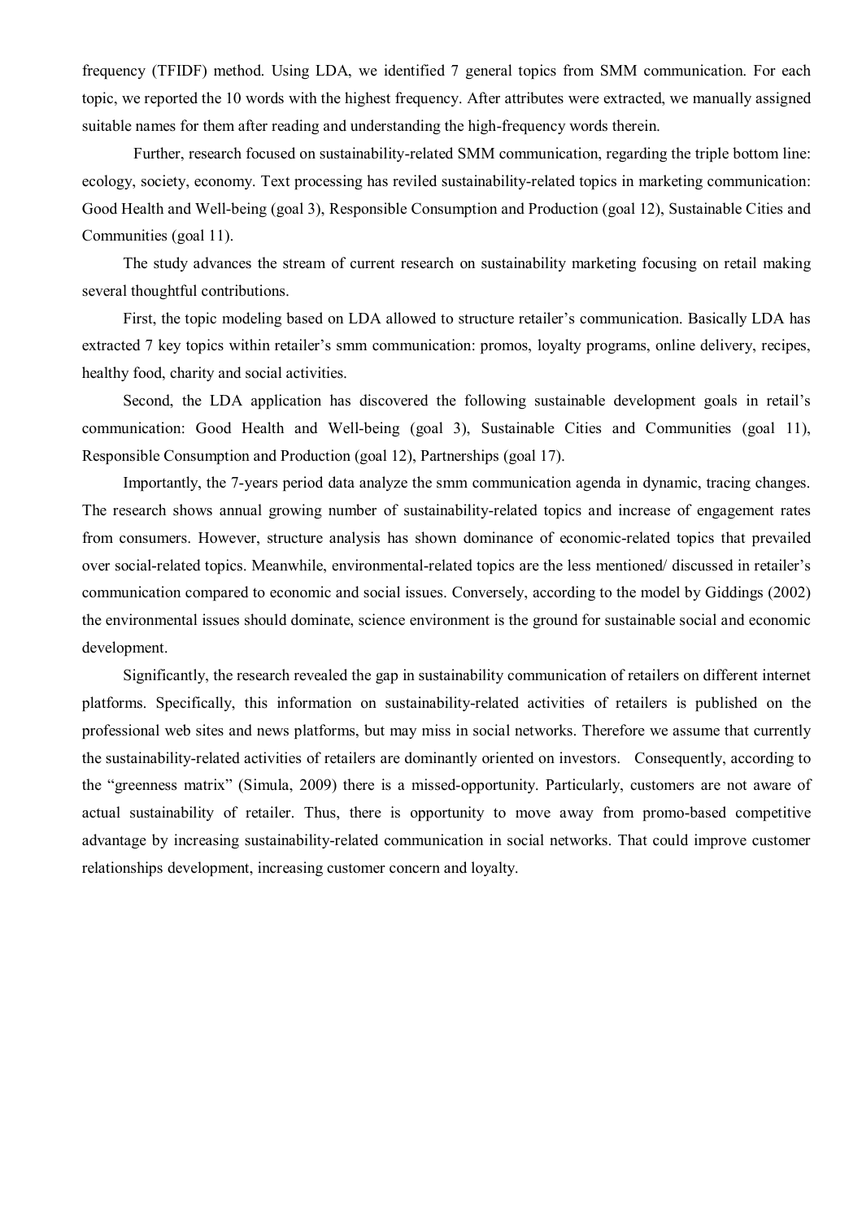frequency (TFIDF) method. Using LDA, we identified 7 general topics from SMM communication. For each topic, we reported the 10 words with the highest frequency. After attributes were extracted, we manually assigned suitable names for them after reading and understanding the high-frequency words therein.

Further, research focused on sustainability-related SMM communication, regarding the triple bottom line: ecology, society, economy. Text processing has reviled sustainability-related topics in marketing communication: Good Health and Well-being (goal 3), Responsible Consumption and Production (goal 12), Sustainable Cities and Communities (goal 11).

The study advances the stream of current research on sustainability marketing focusing on retail making several thoughtful contributions.

First, the topic modeling based on LDA allowed to structure retailer's communication. Basically LDA has extracted 7 key topics within retailer's smm communication: promos, loyalty programs, online delivery, recipes, healthy food, charity and social activities.

Second, the LDA application has discovered the following sustainable development goals in retail's communication: Good Health and Well-being (goal 3), Sustainable Cities and Communities (goal 11), Responsible Consumption and Production (goal 12), Partnerships (goal 17).

Importantly, the 7-years period data analyze the smm communication agenda in dynamic, tracing changes. The research shows annual growing number of sustainability-related topics and increase of engagement rates from consumers. However, structure analysis has shown dominance of economic-related topics that prevailed over social-related topics. Meanwhile, environmental-related topics are the less mentioned/ discussed in retailer's communication compared to economic and social issues. Conversely, according to the model by Giddings (2002) the environmental issues should dominate, science environment is the ground for sustainable social and economic development.

Significantly, the research revealed the gap in sustainability communication of retailers on different internet platforms. Specifically, this information on sustainability-related activities of retailers is published on the professional web sites and news platforms, but may miss in social networks. Therefore we assume that currently the sustainability-related activities of retailers are dominantly oriented on investors. Consequently, according to the "greenness matrix" (Simula, 2009) there is a missed-opportunity. Particularly, customers are not aware of actual sustainability of retailer. Thus, there is opportunity to move away from promo-based competitive advantage by increasing sustainability-related communication in social networks. That could improve customer relationships development, increasing customer concern and loyalty.